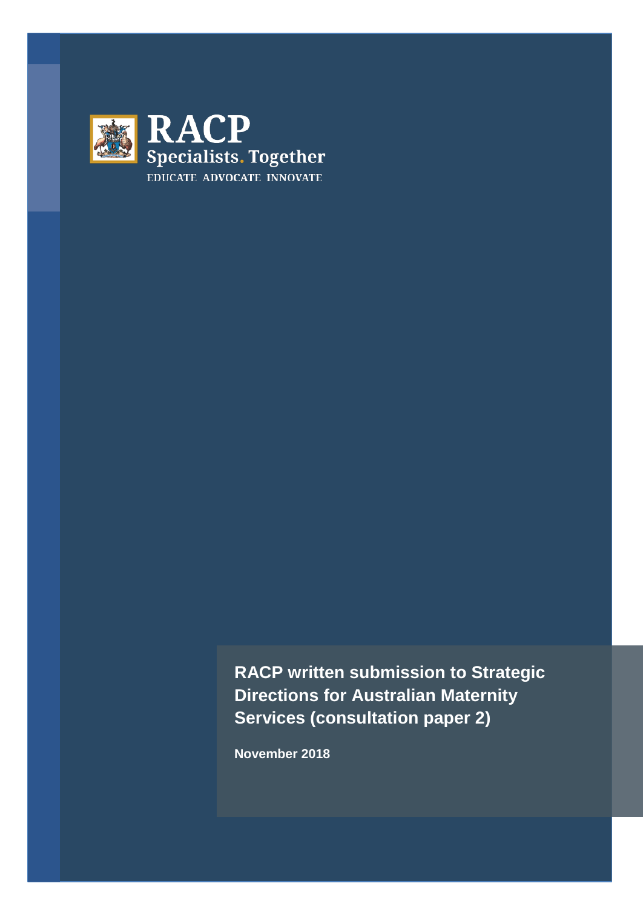RACP

Specialists. Together

EDUCATE ADVOCATE INNOVATE

# RACP written submission to Strategic Directions for Australian Maternity Services (consultation paper 2)

**November 2018**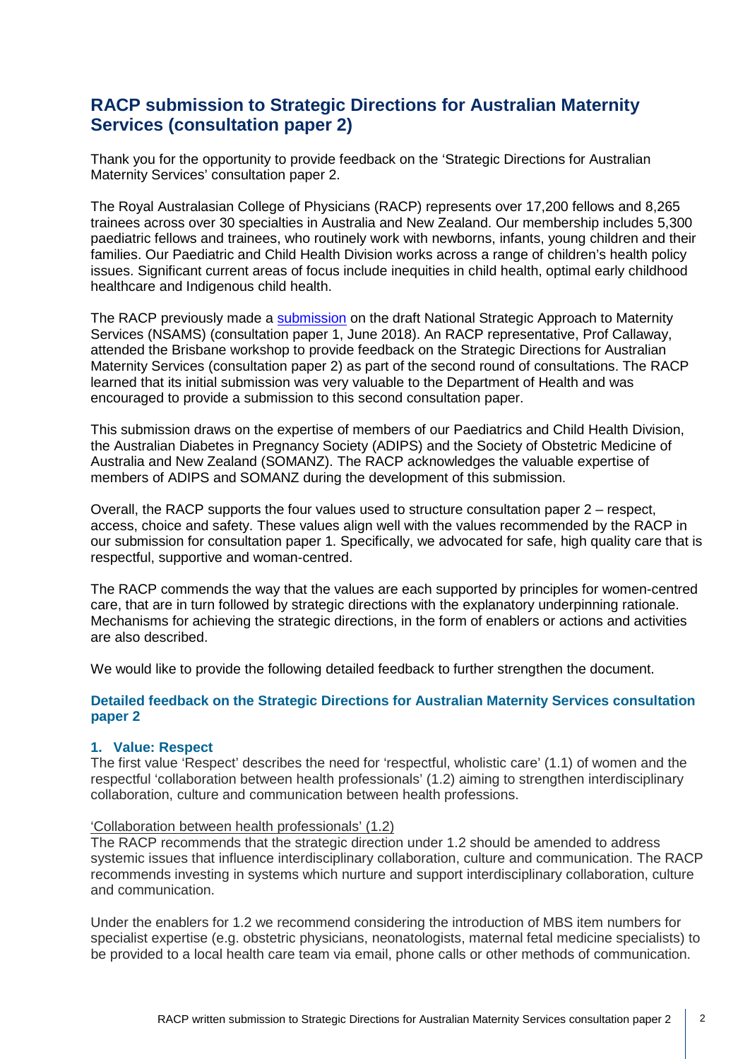## RACP submission to Strategic Directions for Australian Maternity Services (consultation paper 2)

Thank you for the opportunity to provide feedback on the 'Strategic Directions for Australian Maternity Services' consultation paper 2.

The Royal Australasian College of Physicians (RACP) represents over 17,200 fellows and 8,265 trainees across over 30 specialties in Australia and New Zealand. Our membership includes 5,300 paediatric fellows and trainees, who routinely work with newborns, infants, young children and their families. Our Paediatric and Child Health Division works across a range of children's health policy issues. Significant current areas of focus include inequities in child health, optimal early childhood healthcare and Indigenous child health.

The RACP previously made a submission on the draft National Strategic Approach to Maternity Services (NSAMS) (consultation paper 1, June 2018). An RACP representative, Prof Callaway, attended the Brisbane workshop to provide feedback on the Strategic Directions for Australian Maternity Services (consultation paper 2) as part of the second round of consultations. The RACP learned that its initial submission was very valuable to the Department of Health and was encouraged to provide a submission to this second consultation paper.

This submission draws on the expertise of members of our Paediatrics and Child Health Division, the Australian Diabetes in Pregnancy Society (ADIPS) and the Society of Obstetric Medicine of Australia and New Zealand (SOMANZ). The RACP acknowledges the valuable expertise of members of ADIPS and SOMANZ during the development of this submission.

Overall, the RACP supports the four values used to structure consultation paper 2 – respect, access, choice and safety. These values align well with the values recommended by the RACP in our submission for consultation paper 1. Specifically, we advocated for safe, high quality care that is respectful, supportive and woman-centred.

The RACP commends the way that the values are each supported by principles for women-centred care, that are in turn followed by strategic directions with the explanatory underpinning rationale. Mechanisms for achieving the strategic directions, in the form of enablers or actions and activities are also described.

We would like to provide the following detailed feedback to further strengthen the document.

### Detailed feedback on the Strategic Directions for Australian Maternity Services consultation paper 2

#### 1. Value: Respect

The first value 'Respect' describes the need for 'respectful, wholistic care' (1.1) of women and the respectful 'collaboration between health professionals' (1.2) aiming to strengthen interdisciplinary collaboration, culture and communication between health professions.

'Collaboration between health professionals' (1.2)

The RACP recommends that the strategic direction under 1.2 should be amended to address systemic issues that influence interdisciplinary collaboration, culture and communication. The RACP recommends investing in systems which nurture and support interdisciplinary collaboration, culture and communication.

Under the enablers for 1.2 we recommend considering the introduction of MBS item numbers for specialist expertise (e.g. obstetric physicians, neonatologists, maternal fetal medicine specialists) to be provided to a local health care team via email, phone calls or other methods of communication.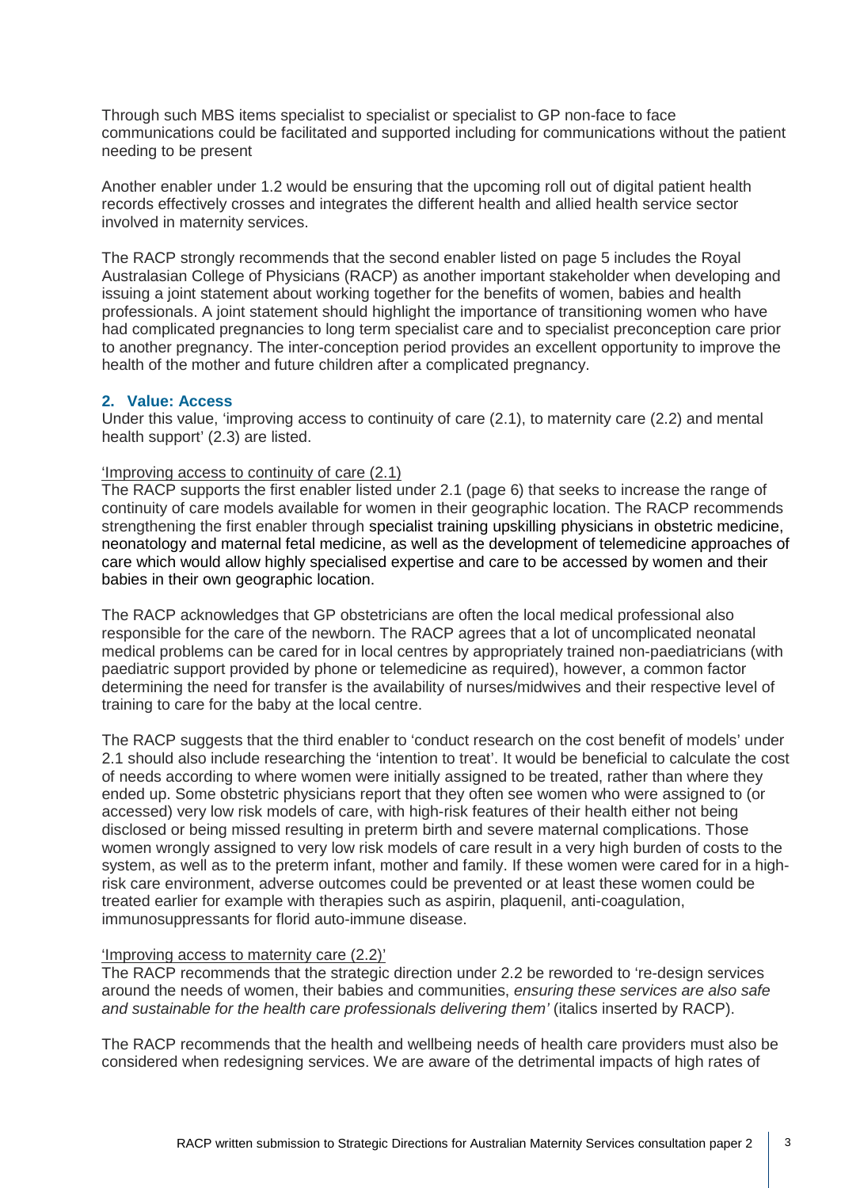Through such MBS items specialist to specialist or specialist to GP non-face to face communications could be facilitated and supported including for communications without the patient needing to be present

Another enabler under 1.2 would be ensuring that the upcoming roll out of digital patient health records effectively crosses and integrates the different health and allied health service sector involved in maternity services.

The RACP strongly recommends that the second enabler listed on page 5 includes the Royal Australasian College of Physicians (RACP) as another important stakeholder when developing and issuing a joint statement about working together for the benefits of women, babies and health professionals. A joint statement should highlight the importance of transitioning women who have had complicated pregnancies to long term specialist care and to specialist preconception care prior to another pregnancy. The inter-conception period provides an excellent opportunity to improve the health of the mother and future children after a complicated pregnancy.

## 2. Value: Access

Under this value, 'improving access to continuity of care (2.1), to maternity care (2.2) and mental health support' (2.3) are listed.

'Improving access to continuity of care (2.1)

The RACP supports the first enabler listed under 2.1 (page 6) that seeks to increase the range of continuity of care models available for women in their geographic location. The RACP recommends strengthening the first enabler through specialist training upskilling physicians in obstetric medicine, neonatology and maternal fetal medicine, as well as the development of telemedicine approaches of care which would allow highly specialised expertise and care to be accessed by women and their babies in their own geographic location.

The RACP acknowledges that GP obstetricians are often the local medical professional also responsible for the care of the newborn. The RACP agrees that a lot of uncomplicated neonatal medical problems can be cared for in local centres by appropriately trained non-paediatricians (with paediatric support provided by phone or telemedicine as required), however, a common factor determining the need for transfer is the availability of nurses/midwives and their respective level of training to care for the baby at the local centre.

The RACP suggests that the third enabler to 'conduct research on the cost benefit of models' under 2.1 should also include researching the 'intention to treat'. It would be beneficial to calculate the cost of needs according to where women were initially assigned to be treated, rather than where they ended up. Some obstetric physicians report that they often see women who were assigned to (or accessed) very low risk models of care, with high-risk features of their health either not being disclosed or being missed resulting in preterm birth and severe maternal complications. Those women wrongly assigned to very low risk models of care result in a very high burden of costs to the system, as well as to the preterm infant, mother and family. If these women were cared for in a high-risk care environment, adverse outcomes could be prevented or at least these women could be treated earlier for example with therapies such as aspirin, plaquenil, anti-coagulation, immunosuppressants for florid auto-immune disease.

'Improving access to maternity care (2.2)'

The RACP recommends that the strategic direction under 2.2 be reworded to 're-design services around the needs of women, their babies and communities, *ensuring these services are also safe and sustainable for the health care professionals delivering them'* (italics inserted by RACP).

The RACP recommends that the health and wellbeing needs of health care providers must also be considered when redesigning services. We are aware of the detrimental impacts of high rates of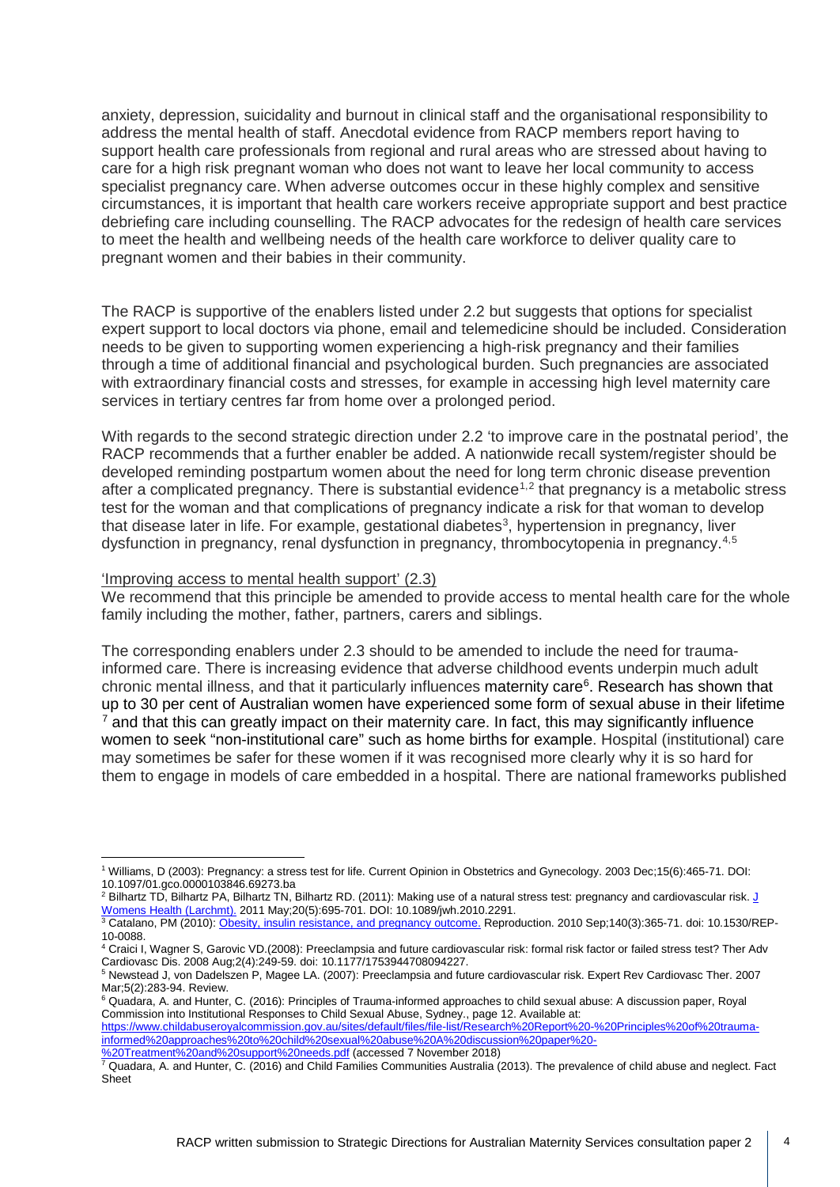anxiety, depression, suicidality and burnout in clinical staff and the organisational responsibility to address the mental health of staff. Anecdotal evidence from RACP members report having to support health care professionals from regional and rural areas who are stressed about having to care for a high risk pregnant woman who does not want to leave her local community to access specialist pregnancy care. When adverse outcomes occur in these highly complex and sensitive circumstances, it is important that health care workers receive appropriate support and best practice debriefing care including counselling. The RACP advocates for the redesign of health care services to meet the health and wellbeing needs of the health care workforce to deliver quality care to pregnant women and their babies in their community.

The RACP is supportive of the enablers listed under 2.2 but suggests that options for specialist expert support to local doctors via phone, email and telemedicine should be included. Consideration needs to be given to supporting women experiencing a high-risk pregnancy and their families through a time of additional financial and psychological burden. Such pregnancies are associated with extraordinary financial costs and stresses, for example in accessing high level maternity care services in tertiary centres far from home over a prolonged period.

With regards to the second strategic direction under 2.2 'to improve care in the postnatal period', the RACP recommends that a further enabler be added. A nationwide recall system/register should be developed reminding postpartum women about the need for long term chronic disease prevention after a complicated pregnancy. There is substantial evidence[1,2] that pregnancy is a metabolic stress test for the woman and that complications of pregnancy indicate a risk for that woman to develop that disease later in life. For example, gestational diabetes[3], hypertension in pregnancy, liver dysfunction in pregnancy, renal dysfunction in pregnancy, thrombocytopenia in pregnancy.[4,5]

'Improving access to mental health support' (2.3)

We recommend that this principle be amended to provide access to mental health care for the whole family including the mother, father, partners, carers and siblings.

The corresponding enablers under 2.3 should to be amended to include the need for trauma-informed care. There is increasing evidence that adverse childhood events underpin much adult chronic mental illness, and that it particularly influences maternity care[6]. Research has shown that up to 30 per cent of Australian women have experienced some form of sexual abuse in their lifetime [7] and that this can greatly impact on their maternity care. In fact, this may significantly influence women to seek "non-institutional care" such as home births for example. Hospital (institutional) care may sometimes be safer for these women if it was recognised more clearly why it is so hard for them to engage in models of care embedded in a hospital. There are national frameworks published

---

[1] Williams, D (2003): Pregnancy: a stress test for life. Current Opinion in Obstetrics and Gynecology. 2003 Dec;15(6):465-71. DOI: 10.1097/01.gco.0000103846.69273.ba

[2] Bilhartz TD, Bilhartz PA, Bilhartz TN, Bilhartz RD. (2011): Making use of a natural stress test: pregnancy and cardiovascular risk. J Womens Health (Larchmt). 2011 May;20(5):695-701. DOI: 10.1089/jwh.2010.2291.

[3] Catalano, PM (2010): Obesity, insulin resistance, and pregnancy outcome. Reproduction. 2010 Sep;140(3):365-71. doi: 10.1530/REP-10-0088.

[4] Craici I, Wagner S, Garovic VD.(2008): Preeclampsia and future cardiovascular risk: formal risk factor or failed stress test? Ther Adv Cardiovasc Dis. 2008 Aug;2(4):249-59. doi: 10.1177/1753944708094227.

[5] Newstead J, von Dadelszen P, Magee LA. (2007): Preeclampsia and future cardiovascular risk. Expert Rev Cardiovasc Ther. 2007 Mar;5(2):283-94. Review.

[6] Quadara, A. and Hunter, C. (2016): Principles of Trauma-informed approaches to child sexual abuse: A discussion paper, Royal Commission into Institutional Responses to Child Sexual Abuse, Sydney., page 12. Available at: https://www.childabuseroyalcommission.gov.au/sites/default/files/file-list/Research%20Report%20-%20Principles%20of%20trauma-informed%20approaches%20to%20child%20sexual%20abuse%20A%20discussion%20paper%20-%20Treatment%20and%20support%20needs.pdf (accessed 7 November 2018)

[7] Quadara, A. and Hunter, C. (2016) and Child Families Communities Australia (2013). The prevalence of child abuse and neglect. Fact Sheet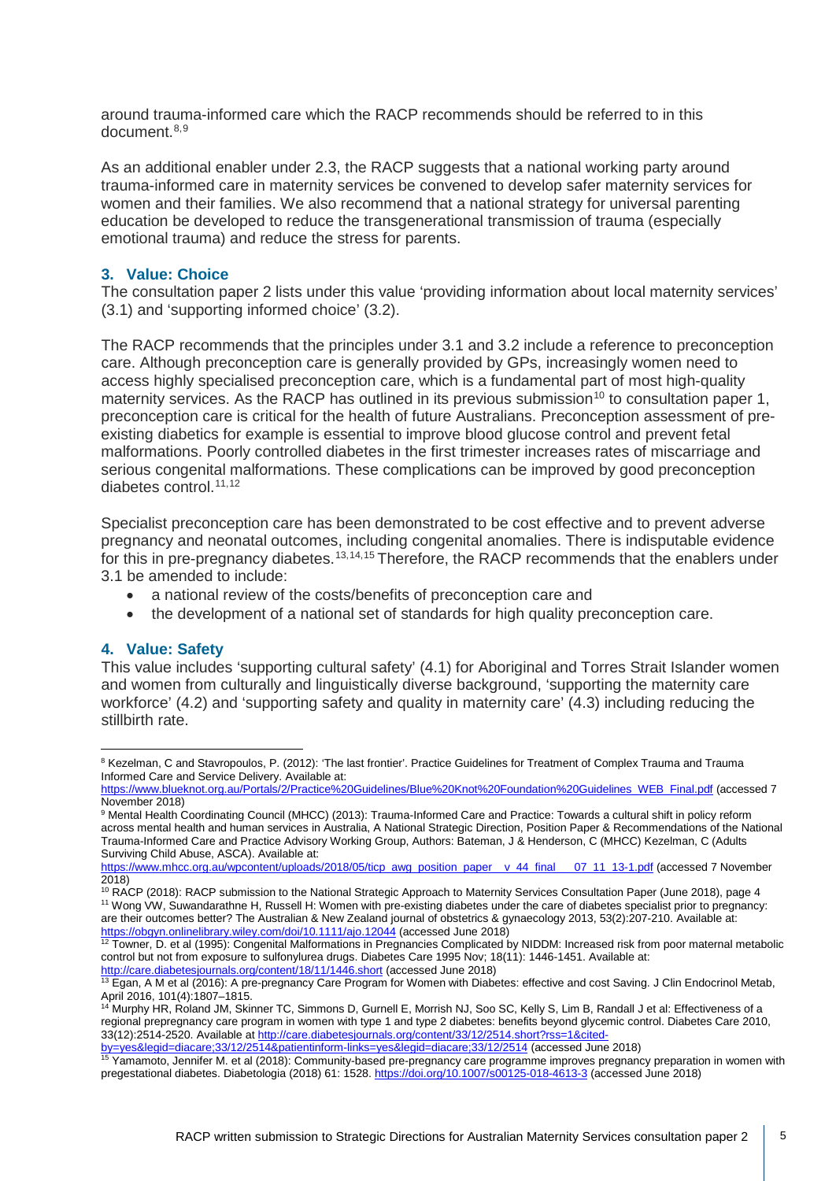around trauma-informed care which the RACP recommends should be referred to in this document.[8,9]

As an additional enabler under 2.3, the RACP suggests that a national working party around trauma-informed care in maternity services be convened to develop safer maternity services for women and their families. We also recommend that a national strategy for universal parenting education be developed to reduce the transgenerational transmission of trauma (especially emotional trauma) and reduce the stress for parents.

### 3. Value: Choice

The consultation paper 2 lists under this value 'providing information about local maternity services' (3.1) and 'supporting informed choice' (3.2).

The RACP recommends that the principles under 3.1 and 3.2 include a reference to preconception care. Although preconception care is generally provided by GPs, increasingly women need to access highly specialised preconception care, which is a fundamental part of most high-quality maternity services. As the RACP has outlined in its previous submission[10] to consultation paper 1, preconception care is critical for the health of future Australians. Preconception assessment of pre-existing diabetics for example is essential to improve blood glucose control and prevent fetal malformations. Poorly controlled diabetes in the first trimester increases rates of miscarriage and serious congenital malformations. These complications can be improved by good preconception diabetes control.[11,12]

Specialist preconception care has been demonstrated to be cost effective and to prevent adverse pregnancy and neonatal outcomes, including congenital anomalies. There is indisputable evidence for this in pre-pregnancy diabetes.[13,14,15] Therefore, the RACP recommends that the enablers under 3.1 be amended to include:

- a national review of the costs/benefits of preconception care and
- the development of a national set of standards for high quality preconception care.

### 4. Value: Safety

This value includes 'supporting cultural safety' (4.1) for Aboriginal and Torres Strait Islander women and women from culturally and linguistically diverse background, 'supporting the maternity care workforce' (4.2) and 'supporting safety and quality in maternity care' (4.3) including reducing the stillbirth rate.

---

[8] Kezelman, C and Stavropoulos, P. (2012): 'The last frontier'. Practice Guidelines for Treatment of Complex Trauma and Trauma Informed Care and Service Delivery. Available at: https://www.blueknot.org.au/Portals/2/Practice%20Guidelines/Blue%20Knot%20Foundation%20Guidelines_WEB_Final.pdf (accessed 7 November 2018)

[9] Mental Health Coordinating Council (MHCC) (2013): Trauma-Informed Care and Practice: Towards a cultural shift in policy reform across mental health and human services in Australia, A National Strategic Direction, Position Paper & Recommendations of the National Trauma-Informed Care and Practice Advisory Working Group, Authors: Bateman, J & Henderson, C (MHCC) Kezelman, C (Adults Surviving Child Abuse, ASCA). Available at: https://www.mhcc.org.au/wpcontent/uploads/2018/05/ticp_awg_position_paper__v_44_final___07_11_13-1.pdf (accessed 7 November 2018)

[10] RACP (2018): RACP submission to the National Strategic Approach to Maternity Services Consultation Paper (June 2018), page 4

[11] Wong VW, Suwandarathne H, Russell H: Women with pre-existing diabetes under the care of diabetes specialist prior to pregnancy: are their outcomes better? The Australian & New Zealand journal of obstetrics & gynaecology 2013, 53(2):207-210. Available at: https://obgyn.onlinelibrary.wiley.com/doi/10.1111/ajo.12044 (accessed June 2018)

[12] Towner, D. et al (1995): Congenital Malformations in Pregnancies Complicated by NIDDM: Increased risk from poor maternal metabolic control but not from exposure to sulfonylurea drugs. Diabetes Care 1995 Nov; 18(11): 1446-1451. Available at: http://care.diabetesjournals.org/content/18/11/1446.short (accessed June 2018)

[13] Egan, A M et al (2016): A pre-pregnancy Care Program for Women with Diabetes: effective and cost Saving. J Clin Endocrinol Metab, April 2016, 101(4):1807–1815.

[14] Murphy HR, Roland JM, Skinner TC, Simmons D, Gurnell E, Morrish NJ, Soo SC, Kelly S, Lim B, Randall J et al: Effectiveness of a regional prepregnancy care program in women with type 1 and type 2 diabetes: benefits beyond glycemic control. Diabetes Care 2010, 33(12):2514-2520. Available at http://care.diabetesjournals.org/content/33/12/2514.short?rss=1&cited-by=yes&legid=diacare;33/12/2514&patientinform-links=yes&legid=diacare;33/12/2514 (accessed June 2018)

[15] Yamamoto, Jennifer M. et al (2018): Community-based pre-pregnancy care programme improves pregnancy preparation in women with pregestational diabetes. Diabetologia (2018) 61: 1528. https://doi.org/10.1007/s00125-018-4613-3 (accessed June 2018)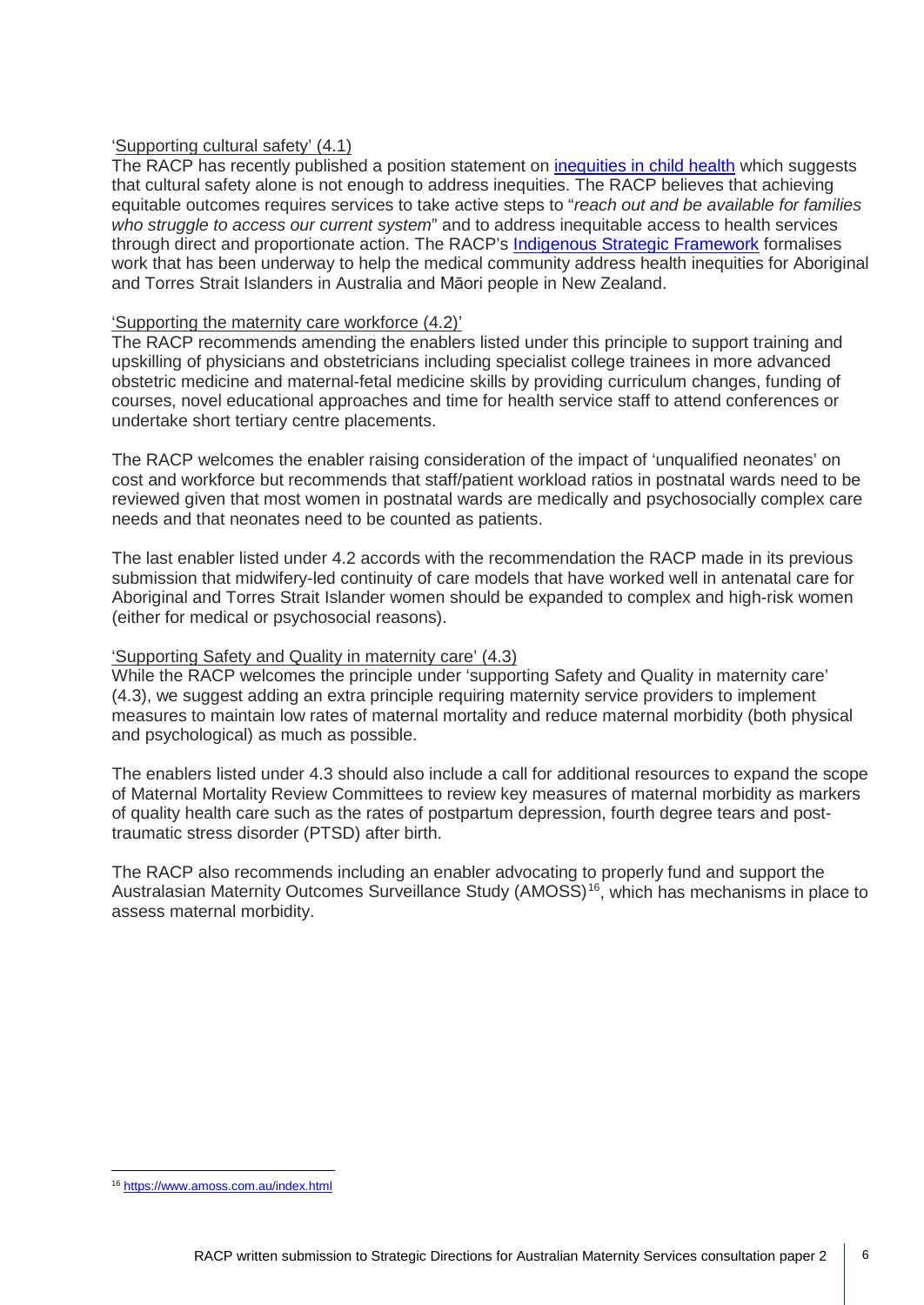'Supporting cultural safety' (4.1)

The RACP has recently published a position statement on [inequities in child health](#) which suggests that cultural safety alone is not enough to address inequities. The RACP believes that achieving equitable outcomes requires services to take active steps to "*reach out and be available for families who struggle to access our current system*" and to address inequitable access to health services through direct and proportionate action. The RACP's [Indigenous Strategic Framework](#) formalises work that has been underway to help the medical community address health inequities for Aboriginal and Torres Strait Islanders in Australia and Māori people in New Zealand.

'Supporting the maternity care workforce (4.2)'

The RACP recommends amending the enablers listed under this principle to support training and upskilling of physicians and obstetricians including specialist college trainees in more advanced obstetric medicine and maternal-fetal medicine skills by providing curriculum changes, funding of courses, novel educational approaches and time for health service staff to attend conferences or undertake short tertiary centre placements.

The RACP welcomes the enabler raising consideration of the impact of 'unqualified neonates' on cost and workforce but recommends that staff/patient workload ratios in postnatal wards need to be reviewed given that most women in postnatal wards are medically and psychosocially complex care needs and that neonates need to be counted as patients.

The last enabler listed under 4.2 accords with the recommendation the RACP made in its previous submission that midwifery-led continuity of care models that have worked well in antenatal care for Aboriginal and Torres Strait Islander women should be expanded to complex and high-risk women (either for medical or psychosocial reasons).

'Supporting Safety and Quality in maternity care' (4.3)

While the RACP welcomes the principle under 'supporting Safety and Quality in maternity care' (4.3), we suggest adding an extra principle requiring maternity service providers to implement measures to maintain low rates of maternal mortality and reduce maternal morbidity (both physical and psychological) as much as possible.

The enablers listed under 4.3 should also include a call for additional resources to expand the scope of Maternal Mortality Review Committees to review key measures of maternal morbidity as markers of quality health care such as the rates of postpartum depression, fourth degree tears and post-traumatic stress disorder (PTSD) after birth.

The RACP also recommends including an enabler advocating to properly fund and support the Australasian Maternity Outcomes Surveillance Study (AMOSS)[16], which has mechanisms in place to assess maternal morbidity.

[16] https://www.amoss.com.au/index.html